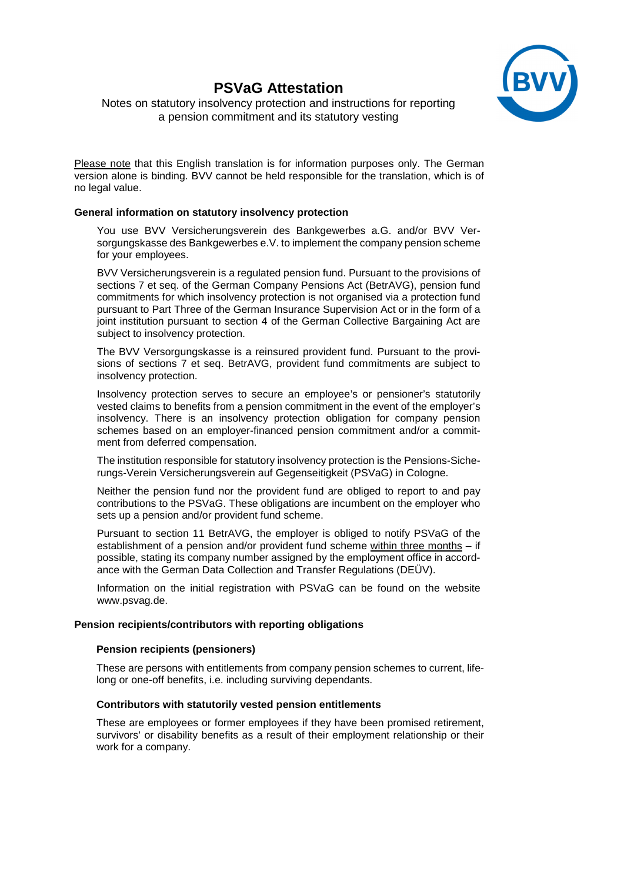# PSVaG Attestation

Notes on statutory insolvency protection and instructions for reporting a pension commitment and its statutory vesting

Please note that this English translation is for information purposes only. The German version alone is binding. BVV cannot be held responsible for the translation, which is of no legal value.

## General information on statutory insolvency protection

You use BVV Versicherungsverein des Bankgewerbes a.G. and/or BVV Versorgungskasse des Bankgewerbes e.V. to implement the company pension scheme for your employees.

BVV Versicherungsverein is a regulated pension fund. Pursuant to the provisions of sections 7 et seq. of the German Company Pensions Act (BetrAVG), pension fund commitments for which insolvency protection is not organised via a protection fund pursuant to Part Three of the German Insurance Supervision Act or in the form of a joint institution pursuant to section 4 of the German Collective Bargaining Act are subject to insolvency protection.

The BVV Versorgungskasse is a reinsured provident fund. Pursuant to the provisions of sections 7 et seq. BetrAVG, provident fund commitments are subject to insolvency protection.

Insolvency protection serves to secure an employee's or pensioner's statutorily vested claims to benefits from a pension commitment in the event of the employer's insolvency. There is an insolvency protection obligation for company pension schemes based on an employer-financed pension commitment and/or a commitment from deferred compensation.

The institution responsible for statutory insolvency protection is the Pensions-Sicherungs-Verein Versicherungsverein auf Gegenseitigkeit (PSVaG) in Cologne.

Neither the pension fund nor the provident fund are obliged to report to and pay contributions to the PSVaG. These obligations are incumbent on the employer who sets up a pension and/or provident fund scheme.

Pursuant to section 11 BetrAVG, the employer is obliged to notify PSVaG of the establishment of a pension and/or provident fund scheme within three months – if possible, stating its company number assigned by the employment office in accordance with the German Data Collection and Transfer Regulations (DEÜV).

Information on the initial registration with PSVaG can be found on the website www.psvag.de.

## Pension recipients/contributors with reporting obligations

### Pension recipients (pensioners)

These are persons with entitlements from company pension schemes to current, lifelong or one-off benefits, i.e. including surviving dependants.

### Contributors with statutorily vested pension entitlements

These are employees or former employees if they have been promised retirement, survivors' or disability benefits as a result of their employment relationship or their work for a company.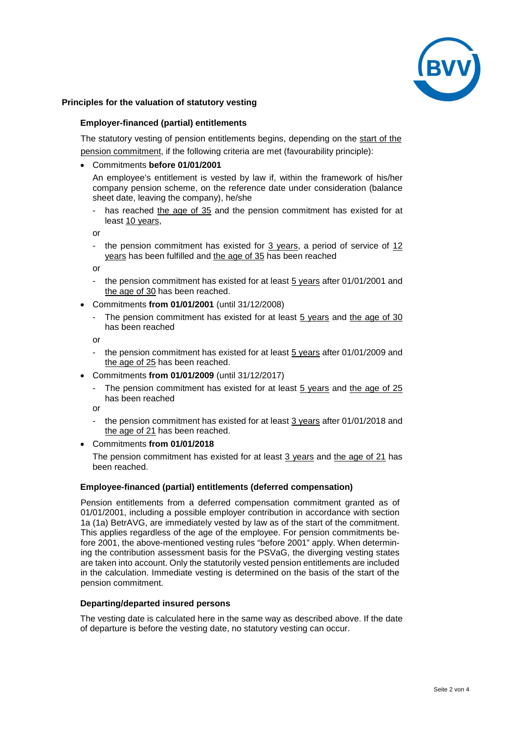## Principles for the valuation of statutory vesting

### Employer-financed (partial) entitlements

The statutory vesting of pension entitlements begins, depending on the start of the pension commitment, if the following criteria are met (favourability principle):

- Commitments **before 01/01/2001**

  An employee's entitlement is vested by law if, within the framework of his/her company pension scheme, on the reference date under consideration (balance sheet date, leaving the company), he/she

  - has reached the age of 35 and the pension commitment has existed for at least 10 years,

  or

  - the pension commitment has existed for 3 years, a period of service of 12 years has been fulfilled and the age of 35 has been reached

  or

  - the pension commitment has existed for at least 5 years after 01/01/2001 and the age of 30 has been reached.

- Commitments **from 01/01/2001** (until 31/12/2008)

  - The pension commitment has existed for at least 5 years and the age of 30 has been reached

  or

  - the pension commitment has existed for at least 5 years after 01/01/2009 and the age of 25 has been reached.

- Commitments **from 01/01/2009** (until 31/12/2017)

  - The pension commitment has existed for at least 5 years and the age of 25 has been reached

  or

  - the pension commitment has existed for at least 3 years after 01/01/2018 and the age of 21 has been reached.

- Commitments **from 01/01/2018**

  The pension commitment has existed for at least 3 years and the age of 21 has been reached.

### Employee-financed (partial) entitlements (deferred compensation)

Pension entitlements from a deferred compensation commitment granted as of 01/01/2001, including a possible employer contribution in accordance with section 1a (1a) BetrAVG, are immediately vested by law as of the start of the commitment. This applies regardless of the age of the employee. For pension commitments before 2001, the above-mentioned vesting rules "before 2001" apply. When determining the contribution assessment basis for the PSVaG, the diverging vesting states are taken into account. Only the statutorily vested pension entitlements are included in the calculation. Immediate vesting is determined on the basis of the start of the pension commitment.

### Departing/departed insured persons

The vesting date is calculated here in the same way as described above. If the date of departure is before the vesting date, no statutory vesting can occur.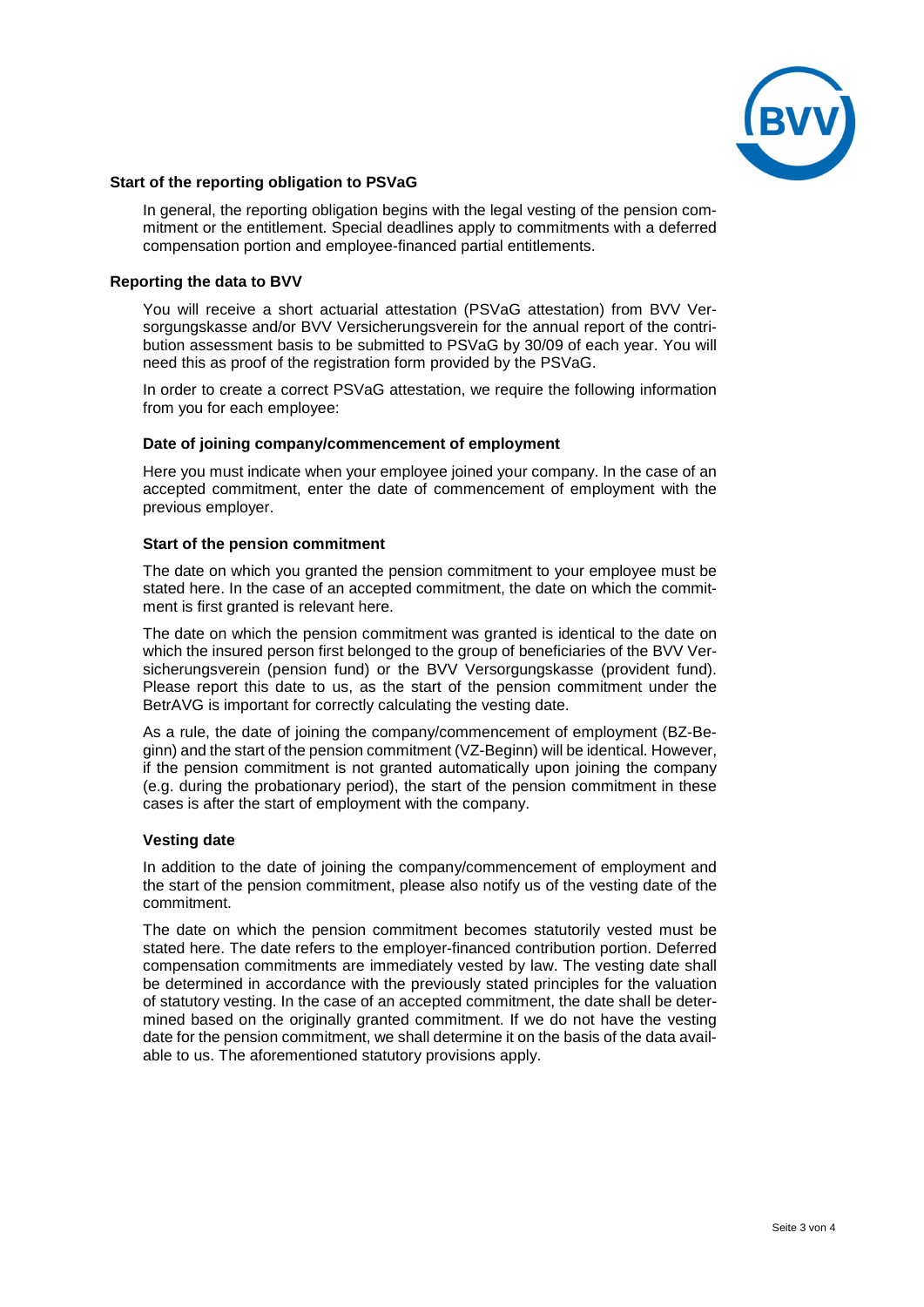### Start of the reporting obligation to PSVaG

In general, the reporting obligation begins with the legal vesting of the pension commitment or the entitlement. Special deadlines apply to commitments with a deferred compensation portion and employee-financed partial entitlements.

### Reporting the data to BVV

You will receive a short actuarial attestation (PSVaG attestation) from BVV Versorgungskasse and/or BVV Versicherungsverein for the annual report of the contribution assessment basis to be submitted to PSVaG by 30/09 of each year. You will need this as proof of the registration form provided by the PSVaG.

In order to create a correct PSVaG attestation, we require the following information from you for each employee:

#### Date of joining company/commencement of employment

Here you must indicate when your employee joined your company. In the case of an accepted commitment, enter the date of commencement of employment with the previous employer.

#### Start of the pension commitment

The date on which you granted the pension commitment to your employee must be stated here. In the case of an accepted commitment, the date on which the commitment is first granted is relevant here.

The date on which the pension commitment was granted is identical to the date on which the insured person first belonged to the group of beneficiaries of the BVV Versicherungsverein (pension fund) or the BVV Versorgungskasse (provident fund). Please report this date to us, as the start of the pension commitment under the BetrAVG is important for correctly calculating the vesting date.

As a rule, the date of joining the company/commencement of employment (BZ-Beginn) and the start of the pension commitment (VZ-Beginn) will be identical. However, if the pension commitment is not granted automatically upon joining the company (e.g. during the probationary period), the start of the pension commitment in these cases is after the start of employment with the company.

#### Vesting date

In addition to the date of joining the company/commencement of employment and the start of the pension commitment, please also notify us of the vesting date of the commitment.

The date on which the pension commitment becomes statutorily vested must be stated here. The date refers to the employer-financed contribution portion. Deferred compensation commitments are immediately vested by law. The vesting date shall be determined in accordance with the previously stated principles for the valuation of statutory vesting. In the case of an accepted commitment, the date shall be determined based on the originally granted commitment. If we do not have the vesting date for the pension commitment, we shall determine it on the basis of the data available to us. The aforementioned statutory provisions apply.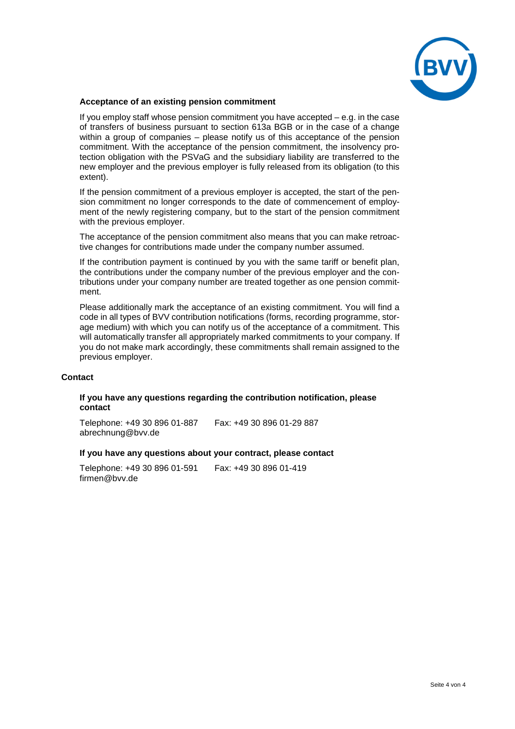### Acceptance of an existing pension commitment

If you employ staff whose pension commitment you have accepted – e.g. in the case of transfers of business pursuant to section 613a BGB or in the case of a change within a group of companies – please notify us of this acceptance of the pension commitment. With the acceptance of the pension commitment, the insolvency protection obligation with the PSVaG and the subsidiary liability are transferred to the new employer and the previous employer is fully released from its obligation (to this extent).

If the pension commitment of a previous employer is accepted, the start of the pension commitment no longer corresponds to the date of commencement of employment of the newly registering company, but to the start of the pension commitment with the previous employer.

The acceptance of the pension commitment also means that you can make retroactive changes for contributions made under the company number assumed.

If the contribution payment is continued by you with the same tariff or benefit plan, the contributions under the company number of the previous employer and the contributions under your company number are treated together as one pension commitment.

Please additionally mark the acceptance of an existing commitment. You will find a code in all types of BVV contribution notifications (forms, recording programme, storage medium) with which you can notify us of the acceptance of a commitment. This will automatically transfer all appropriately marked commitments to your company. If you do not make mark accordingly, these commitments shall remain assigned to the previous employer.

## Contact

### If you have any questions regarding the contribution notification, please contact

Telephone: +49 30 896 01-887    Fax: +49 30 896 01-29 887
abrechnung@bvv.de

### If you have any questions about your contract, please contact

Telephone: +49 30 896 01-591    Fax: +49 30 896 01-419
firmen@bvv.de